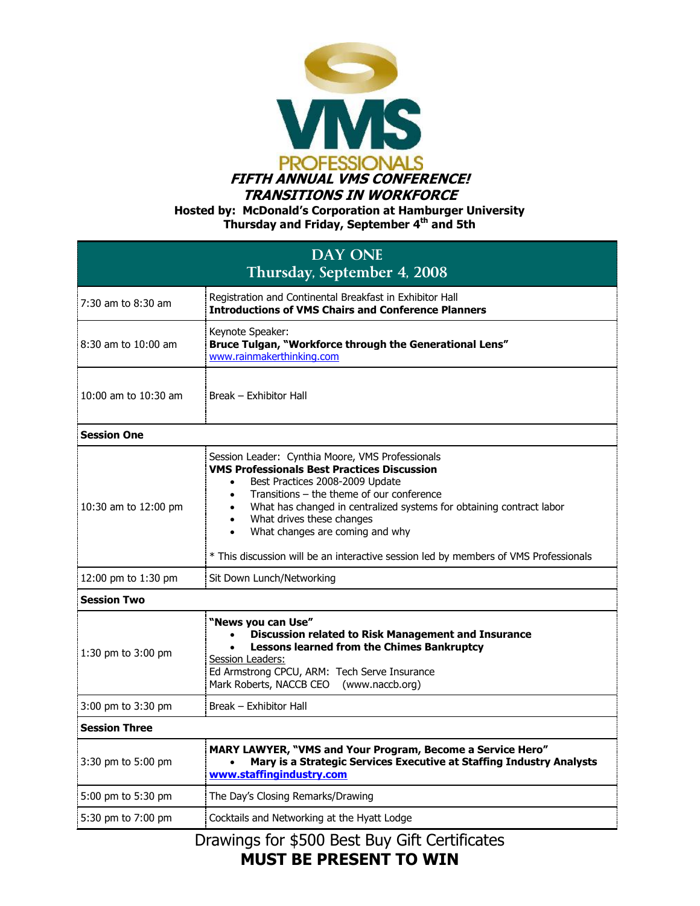VMS PROFESSIONALS

# *FIFTH ANNUAL VMS CONFERENCE!*
## *TRANSITIONS IN WORKFORCE*

**Hosted by: McDonald's Corporation at Hamburger University**
**Thursday and Friday, September 4th and 5th**

| DAY ONE<br>Thursday, September 4, 2008 | |
|---|---|
| 7:30 am to 8:30 am | Registration and Continental Breakfast in Exhibitor Hall<br>**Introductions of VMS Chairs and Conference Planners** |
| 8:30 am to 10:00 am | Keynote Speaker:<br>**Bruce Tulgan, "Workforce through the Generational Lens"**<br>www.rainmakerthinking.com |
| 10:00 am to 10:30 am | Break – Exhibitor Hall |
| **Session One** | |
| 10:30 am to 12:00 pm | Session Leader: Cynthia Moore, VMS Professionals<br>**VMS Professionals Best Practices Discussion**<br>• Best Practices 2008-2009 Update<br>• Transitions – the theme of our conference<br>• What has changed in centralized systems for obtaining contract labor<br>• What drives these changes<br>• What changes are coming and why<br><br>* This discussion will be an interactive session led by members of VMS Professionals |
| 12:00 pm to 1:30 pm | Sit Down Lunch/Networking |
| **Session Two** | |
| 1:30 pm to 3:00 pm | **"News you can Use"**<br>• **Discussion related to Risk Management and Insurance**<br>• **Lessons learned from the Chimes Bankruptcy**<br>Session Leaders:<br>Ed Armstrong CPCU, ARM: Tech Serve Insurance<br>Mark Roberts, NACCB CEO (www.naccb.org) |
| 3:00 pm to 3:30 pm | Break – Exhibitor Hall |
| **Session Three** | |
| 3:30 pm to 5:00 pm | **MARY LAWYER, "VMS and Your Program, Become a Service Hero"**<br>• **Mary is a Strategic Services Executive at Staffing Industry Analysts**<br>**www.staffingindustry.com** |
| 5:00 pm to 5:30 pm | The Day's Closing Remarks/Drawing |
| 5:30 pm to 7:00 pm | Cocktails and Networking at the Hyatt Lodge |

Drawings for $500 Best Buy Gift Certificates
**MUST BE PRESENT TO WIN**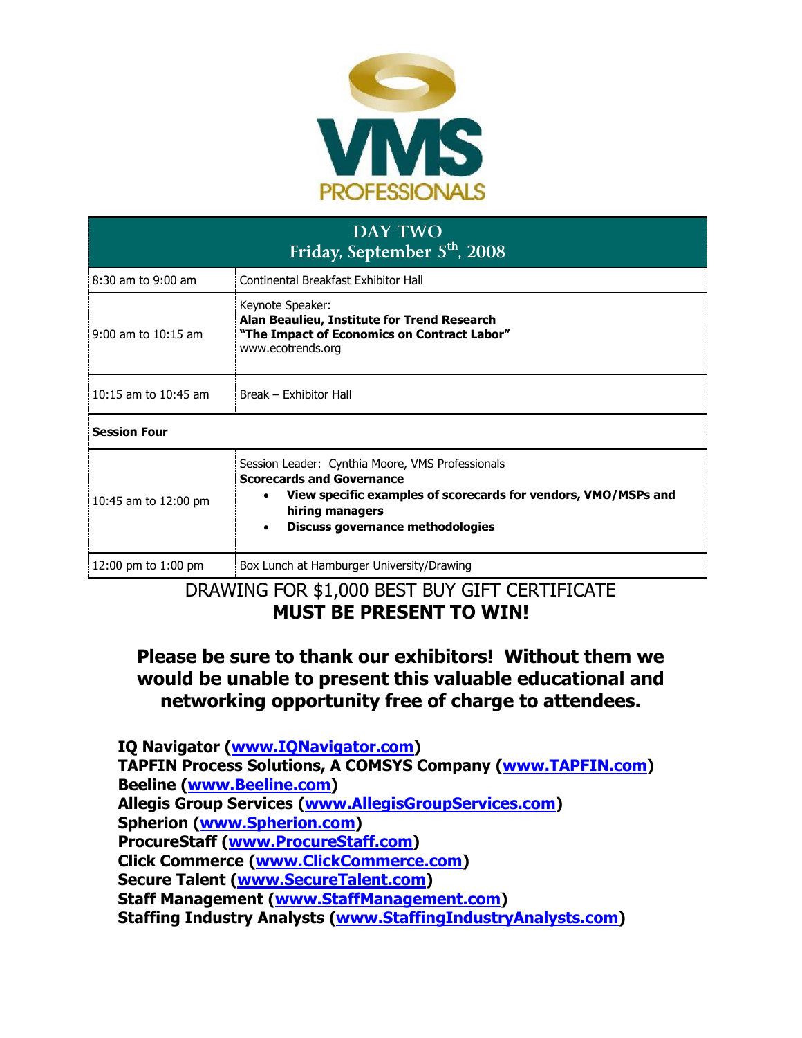VMS PROFESSIONALS

| DAY TWO<br>Friday, September 5th, 2008 | |
|---|---|
| 8:30 am to 9:00 am | Continental Breakfast Exhibitor Hall |
| 9:00 am to 10:15 am | Keynote Speaker:<br>**Alan Beaulieu, Institute for Trend Research**<br>**"The Impact of Economics on Contract Labor"**<br>www.ecotrends.org |
| 10:15 am to 10:45 am | Break – Exhibitor Hall |
| **Session Four** | |
| 10:45 am to 12:00 pm | Session Leader: Cynthia Moore, VMS Professionals<br>**Scorecards and Governance**<br>• **View specific examples of scorecards for vendors, VMO/MSPs and hiring managers**<br>• **Discuss governance methodologies** |
| 12:00 pm to 1:00 pm | Box Lunch at Hamburger University/Drawing |

DRAWING FOR $1,000 BEST BUY GIFT CERTIFICATE
**MUST BE PRESENT TO WIN!**

**Please be sure to thank our exhibitors! Without them we would be unable to present this valuable educational and networking opportunity free of charge to attendees.**

**IQ Navigator (www.IQNavigator.com)**
**TAPFIN Process Solutions, A COMSYS Company (www.TAPFIN.com)**
**Beeline (www.Beeline.com)**
**Allegis Group Services (www.AllegisGroupServices.com)**
**Spherion (www.Spherion.com)**
**ProcureStaff (www.ProcureStaff.com)**
**Click Commerce (www.ClickCommerce.com)**
**Secure Talent (www.SecureTalent.com)**
**Staff Management (www.StaffManagement.com)**
**Staffing Industry Analysts (www.StaffingIndustryAnalysts.com)**